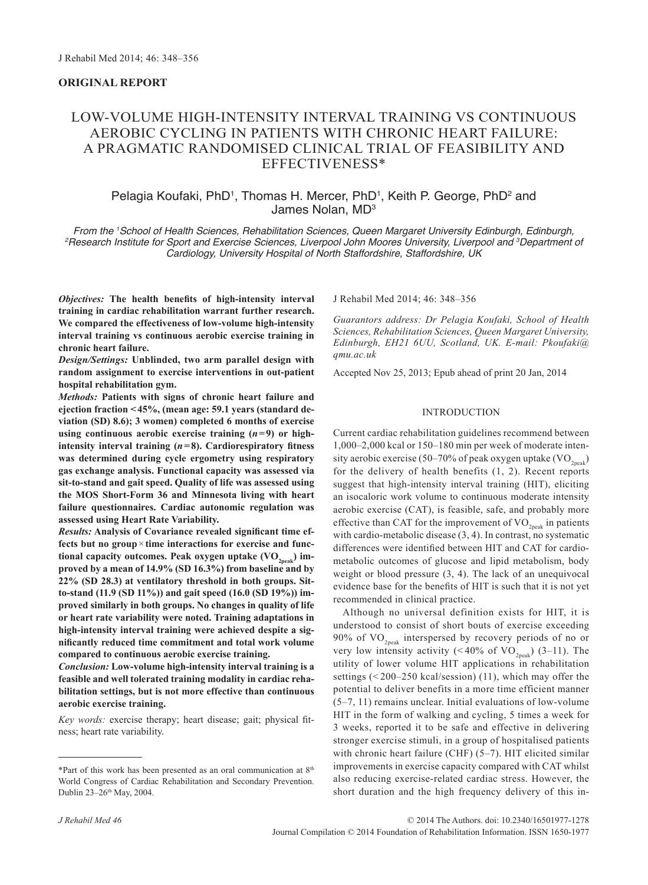**ORIGINAL REPORT**

# LOW-VOLUME HIGH-INTENSITY INTERVAL TRAINING VS CONTINUOUS AEROBIC CYCLING IN PATIENTS WITH CHRONIC HEART FAILURE: A PRAGMATIC RANDOMISED CLINICAL TRIAL OF FEASIBILITY AND EFFECTIVENESS*

Pelagia Koufaki, PhD[1], Thomas H. Mercer, PhD[1], Keith P. George, PhD[2] and James Nolan, MD[3]

*From the [1]School of Health Sciences, Rehabilitation Sciences, Queen Margaret University Edinburgh, Edinburgh, [2]Research Institute for Sport and Exercise Sciences, Liverpool John Moores University, Liverpool and [3]Department of Cardiology, University Hospital of North Staffordshire, Staffordshire, UK*

***Objectives:*** **The health benefits of high-intensity interval training in cardiac rehabilitation warrant further research. We compared the effectiveness of low-volume high-intensity interval training vs continuous aerobic exercise training in chronic heart failure.**

***Design/Settings:*** **Unblinded, two arm parallel design with random assignment to exercise interventions in out-patient hospital rehabilitation gym.**

***Methods:*** **Patients with signs of chronic heart failure and ejection fraction <45%, (mean age: 59.1 years (standard deviation (SD) 8.6); 3 women) completed 6 months of exercise using continuous aerobic exercise training ($n=9$) or high-intensity interval training ($n=8$). Cardiorespiratory fitness was determined during cycle ergometry using respiratory gas exchange analysis. Functional capacity was assessed via sit-to-stand and gait speed. Quality of life was assessed using the MOS Short-Form 36 and Minnesota living with heart failure questionnaires. Cardiac autonomic regulation was assessed using Heart Rate Variability.**

***Results:*** **Analysis of Covariance revealed significant time effects but no group × time interactions for exercise and functional capacity outcomes. Peak oxygen uptake ($VO_{2peak}$) improved by a mean of 14.9% (SD 16.3%) from baseline and by 22% (SD 28.3) at ventilatory threshold in both groups. Sit-to-stand (11.9 (SD 11%)) and gait speed (16.0 (SD 19%)) improved similarly in both groups. No changes in quality of life or heart rate variability were noted. Training adaptations in high-intensity interval training were achieved despite a significantly reduced time commitment and total work volume compared to continuous aerobic exercise training.**

***Conclusion:*** **Low-volume high-intensity interval training is a feasible and well tolerated training modality in cardiac rehabilitation settings, but is not more effective than continuous aerobic exercise training.**

*Key words:* exercise therapy; heart disease; gait; physical fitness; heart rate variability.

J Rehabil Med 2014; 46: 348–356

*Guarantors address: Dr Pelagia Koufaki, School of Health Sciences, Rehabilitation Sciences, Queen Margaret University, Edinburgh, EH21 6UU, Scotland, UK. E-mail: Pkoufaki@qmu.ac.uk*

Accepted Nov 25, 2013; Epub ahead of print 20 Jan, 2014

## INTRODUCTION

Current cardiac rehabilitation guidelines recommend between 1,000–2,000 kcal or 150–180 min per week of moderate intensity aerobic exercise (50–70% of peak oxygen uptake ($VO_{2peak}$) for the delivery of health benefits (1, 2). Recent reports suggest that high-intensity interval training (HIT), eliciting an isocaloric work volume to continuous moderate intensity aerobic exercise (CAT), is feasible, safe, and probably more effective than CAT for the improvement of $VO_{2peak}$ in patients with cardio-metabolic disease (3, 4). In contrast, no systematic differences were identified between HIT and CAT for cardio-metabolic outcomes of glucose and lipid metabolism, body weight or blood pressure (3, 4). The lack of an unequivocal evidence base for the benefits of HIT is such that it is not yet recommended in clinical practice.

Although no universal definition exists for HIT, it is understood to consist of short bouts of exercise exceeding 90% of $VO_{2peak}$ interspersed by recovery periods of no or very low intensity activity (<40% of $VO_{2peak}$) (3–11). The utility of lower volume HIT applications in rehabilitation settings (<200–250 kcal/session) (11), which may offer the potential to deliver benefits in a more time efficient manner (5–7, 11) remains unclear. Initial evaluations of low-volume HIT in the form of walking and cycling, 5 times a week for 3 weeks, reported it to be safe and effective in delivering stronger exercise stimuli, in a group of hospitalised patients with chronic heart failure (CHF) (5–7). HIT elicited similar improvements in exercise capacity compared with CAT whilst also reducing exercise-related cardiac stress. However, the short duration and the high frequency delivery of this in-

*Part of this work has been presented as an oral communication at 8th World Congress of Cardiac Rehabilitation and Secondary Prevention. Dublin 23–26th May, 2004.

© 2014 The Authors. doi: 10.2340/16501977-1278
Journal Compilation © 2014 Foundation of Rehabilitation Information. ISSN 1650-1977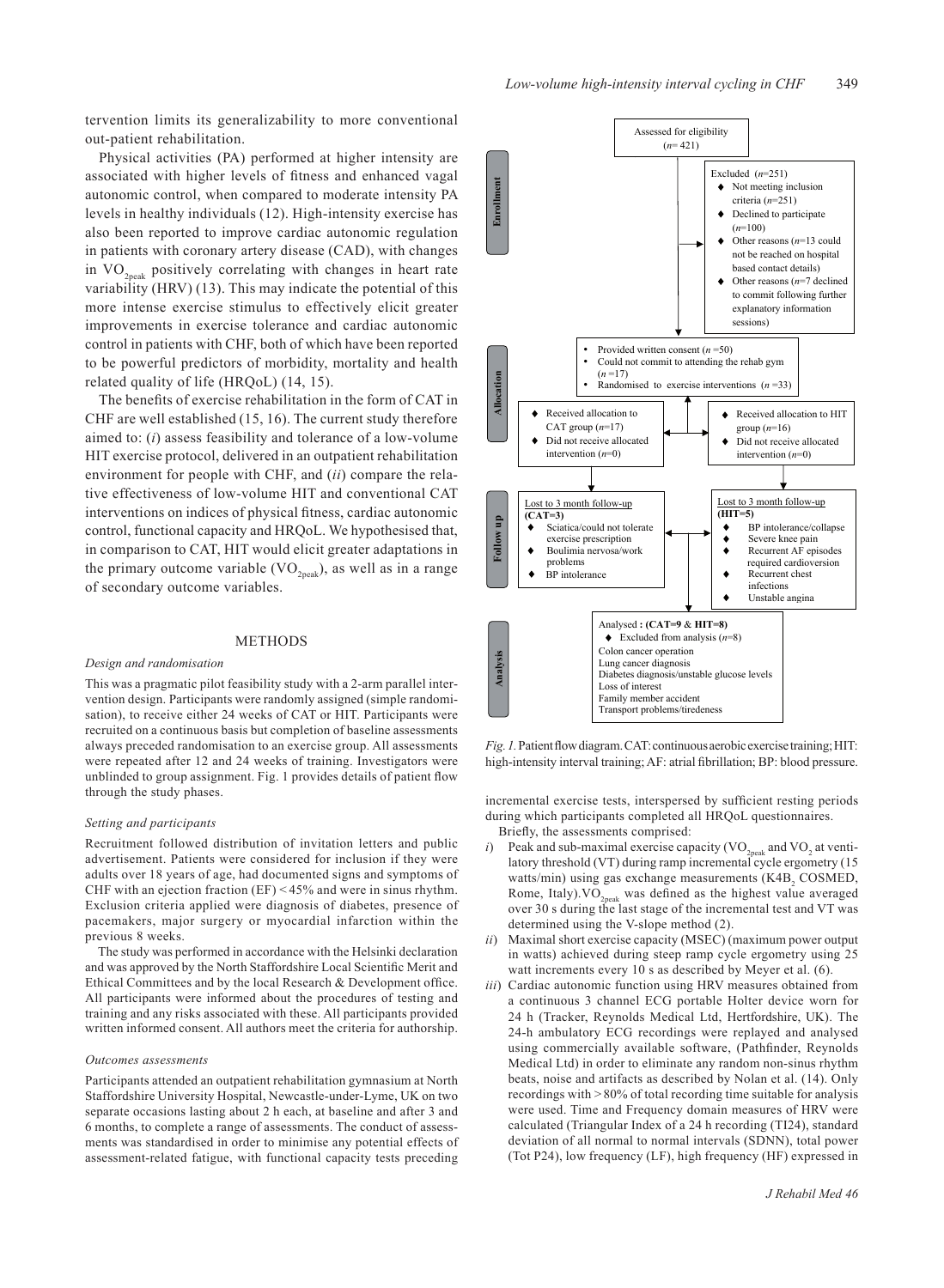tervention limits its generalizability to more conventional out-patient rehabilitation.

Physical activities (PA) performed at higher intensity are associated with higher levels of fitness and enhanced vagal autonomic control, when compared to moderate intensity PA levels in healthy individuals (12). High-intensity exercise has also been reported to improve cardiac autonomic regulation in patients with coronary artery disease (CAD), with changes in $VO_{2peak}$ positively correlating with changes in heart rate variability (HRV) (13). This may indicate the potential of this more intense exercise stimulus to effectively elicit greater improvements in exercise tolerance and cardiac autonomic control in patients with CHF, both of which have been reported to be powerful predictors of morbidity, mortality and health related quality of life (HRQoL) (14, 15).

The benefits of exercise rehabilitation in the form of CAT in CHF are well established (15, 16). The current study therefore aimed to: (*i*) assess feasibility and tolerance of a low-volume HIT exercise protocol, delivered in an outpatient rehabilitation environment for people with CHF, and (*ii*) compare the relative effectiveness of low-volume HIT and conventional CAT interventions on indices of physical fitness, cardiac autonomic control, functional capacity and HRQoL. We hypothesised that, in comparison to CAT, HIT would elicit greater adaptations in the primary outcome variable ($VO_{2peak}$), as well as in a range of secondary outcome variables.

## METHODS

### *Design and randomisation*

This was a pragmatic pilot feasibility study with a 2-arm parallel intervention design. Participants were randomly assigned (simple randomisation), to receive either 24 weeks of CAT or HIT. Participants were recruited on a continuous basis but completion of baseline assessments always preceded randomisation to an exercise group. All assessments were repeated after 12 and 24 weeks of training. Investigators were unblinded to group assignment. Fig. 1 provides details of patient flow through the study phases.

### *Setting and participants*

Recruitment followed distribution of invitation letters and public advertisement. Patients were considered for inclusion if they were adults over 18 years of age, had documented signs and symptoms of CHF with an ejection fraction (EF) < 45% and were in sinus rhythm. Exclusion criteria applied were diagnosis of diabetes, presence of pacemakers, major surgery or myocardial infarction within the previous 8 weeks.

The study was performed in accordance with the Helsinki declaration and was approved by the North Staffordshire Local Scientific Merit and Ethical Committees and by the local Research & Development office. All participants were informed about the procedures of testing and training and any risks associated with these. All participants provided written informed consent. All authors meet the criteria for authorship.

### *Outcomes assessments*

Participants attended an outpatient rehabilitation gymnasium at North Staffordshire University Hospital, Newcastle-under-Lyme, UK on two separate occasions lasting about 2 h each, at baseline and after 3 and 6 months, to complete a range of assessments. The conduct of assessments was standardised in order to minimise any potential effects of assessment-related fatigue, with functional capacity tests preceding incremental exercise tests, interspersed by sufficient resting periods during which participants completed all HRQoL questionnaires.

Briefly, the assessments comprised:

*i*) Peak and sub-maximal exercise capacity ($VO_{2peak}$ and $VO_2$ at ventilatory threshold (VT) during ramp incremental cycle ergometry (15 watts/min) using gas exchange measurements (K4B$_2$ COSMED, Rome, Italy). $VO_{2peak}$ was defined as the highest value averaged over 30 s during the last stage of the incremental test and VT was determined using the V-slope method (2).

*ii*) Maximal short exercise capacity (MSEC) (maximum power output in watts) achieved during steep ramp cycle ergometry using 25 watt increments every 10 s as described by Meyer et al. (6).

*iii*) Cardiac autonomic function using HRV measures obtained from a continuous 3 channel ECG portable Holter device worn for 24 h (Tracker, Reynolds Medical Ltd, Hertfordshire, UK). The 24-h ambulatory ECG recordings were replayed and analysed using commercially available software, (Pathfinder, Reynolds Medical Ltd) in order to eliminate any random non-sinus rhythm beats, noise and artifacts as described by Nolan et al. (14). Only recordings with > 80% of total recording time suitable for analysis were used. Time and Frequency domain measures of HRV were calculated (Triangular Index of a 24 h recording (TI24), standard deviation of all normal to normal intervals (SDNN), total power (Tot P24), low frequency (LF), high frequency (HF) expressed in

**Enrollment**

Assessed for eligibility ($n$= 421)

Excluded ($n$=251)
- Not meeting inclusion criteria ($n$=251)
- Declined to participate ($n$=100)
- Other reasons ($n$=13 could not be reached on hospital based contact details)
- Other reasons ($n$=7 declined to commit following further explanatory information sessions)

**Allocation**

- Provided written consent ($n$ =50)
- Could not commit to attending the rehab gym ($n$ =17)
- Randomised to exercise interventions ($n$ =33)

- Received allocation to CAT group ($n$=17)
- Did not receive allocated intervention ($n$=0)

- Received allocation to HIT group ($n$=16)
- Did not receive allocated intervention ($n$=0)

**Follow up**

Lost to 3 month follow-up **(CAT=3)**
- Sciatica/could not tolerate exercise prescription
- Boulimia nervosa/work problems
- BP intolerance

Lost to 3 month follow-up **(HIT=5)**
- BP intolerance/collapse
- Severe knee pain
- Recurrent AF episodes required cardioversion
- Recurrent chest infections
- Unstable angina

**Analysis**

Analysed **: (CAT=9 & HIT=8)**
- Excluded from analysis ($n$=8)

Colon cancer operation
Lung cancer diagnosis
Diabetes diagnosis/unstable glucose levels
Loss of interest
Family member accident
Transport problems/tiredeness

*Fig. 1.* Patient flow diagram. CAT: continuous aerobic exercise training; HIT: high-intensity interval training; AF: atrial fibrillation; BP: blood pressure.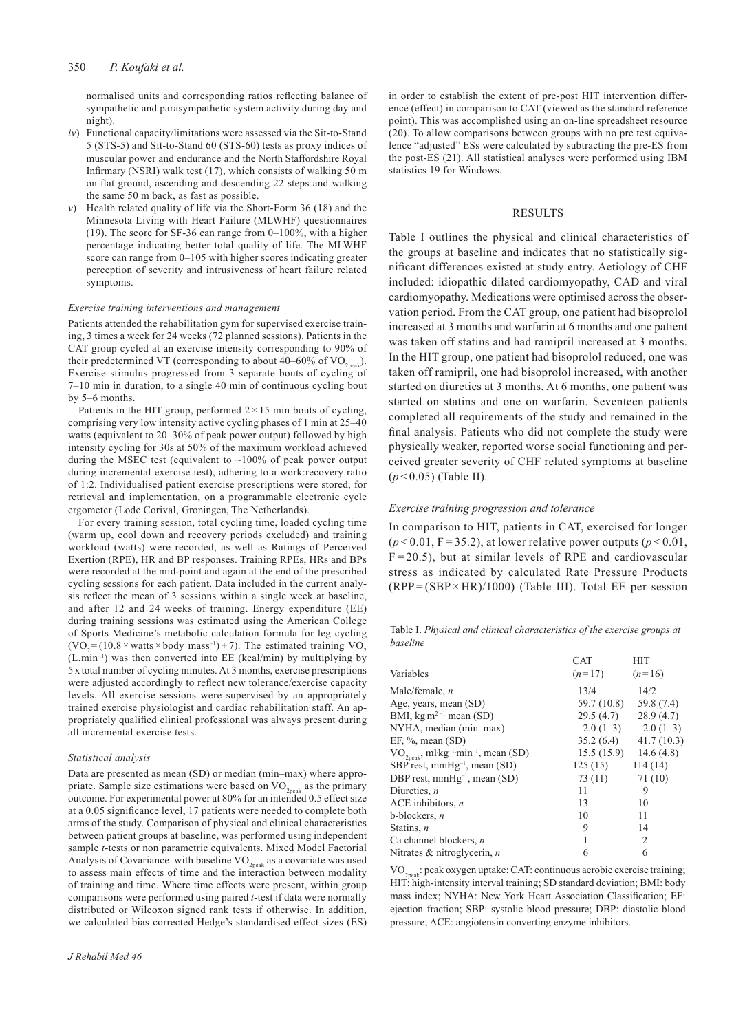normalised units and corresponding ratios reflecting balance of sympathetic and parasympathetic system activity during day and night).

*iv*) Functional capacity/limitations were assessed via the Sit-to-Stand 5 (STS-5) and Sit-to-Stand 60 (STS-60) tests as proxy indices of muscular power and endurance and the North Staffordshire Royal Infirmary (NSRI) walk test (17), which consists of walking 50 m on flat ground, ascending and descending 22 steps and walking the same 50 m back, as fast as possible.

*v*) Health related quality of life via the Short-Form 36 (18) and the Minnesota Living with Heart Failure (MLWHF) questionnaires (19). The score for SF-36 can range from 0–100%, with a higher percentage indicating better total quality of life. The MLWHF score can range from 0–105 with higher scores indicating greater perception of severity and intrusiveness of heart failure related symptoms.

### *Exercise training interventions and management*

Patients attended the rehabilitation gym for supervised exercise training, 3 times a week for 24 weeks (72 planned sessions). Patients in the CAT group cycled at an exercise intensity corresponding to 90% of their predetermined VT (corresponding to about 40–60% of $VO_{2peak}$). Exercise stimulus progressed from 3 separate bouts of cycling of 7–10 min in duration, to a single 40 min of continuous cycling bout by 5–6 months.

Patients in the HIT group, performed $2 \times 15$ min bouts of cycling, comprising very low intensity active cycling phases of 1 min at 25–40 watts (equivalent to 20–30% of peak power output) followed by high intensity cycling for 30s at 50% of the maximum workload achieved during the MSEC test (equivalent to ~100% of peak power output during incremental exercise test), adhering to a work:recovery ratio of 1:2. Individualised patient exercise prescriptions were stored, for retrieval and implementation, on a programmable electronic cycle ergometer (Lode Corival, Groningen, The Netherlands).

For every training session, total cycling time, loaded cycling time (warm up, cool down and recovery periods excluded) and training workload (watts) were recorded, as well as Ratings of Perceived Exertion (RPE), HR and BP responses. Training RPEs, HRs and BPs were recorded at the mid-point and again at the end of the prescribed cycling sessions for each patient. Data included in the current analysis reflect the mean of 3 sessions within a single week at baseline, and after 12 and 24 weeks of training. Energy expenditure (EE) during training sessions was estimated using the American College of Sports Medicine's metabolic calculation formula for leg cycling ($VO_2 = (10.8 \times \text{watts} \times \text{body mass}^{-1}) + 7$). The estimated training $VO_2$ ($L.min^{-1}$) was then converted into EE (kcal/min) by multiplying by 5 x total number of cycling minutes. At 3 months, exercise prescriptions were adjusted accordingly to reflect new tolerance/exercise capacity levels. All exercise sessions were supervised by an appropriately trained exercise physiologist and cardiac rehabilitation staff. An appropriately qualified clinical professional was always present during all incremental exercise tests.

### *Statistical analysis*

Data are presented as mean (SD) or median (min–max) where appropriate. Sample size estimations were based on $VO_{2peak}$ as the primary outcome. For experimental power at 80% for an intended 0.5 effect size at a 0.05 significance level, 17 patients were needed to complete both arms of the study. Comparison of physical and clinical characteristics between patient groups at baseline, was performed using independent sample *t*-tests or non parametric equivalents. Mixed Model Factorial Analysis of Covariance with baseline $VO_{2peak}$ as a covariate was used to assess main effects of time and the interaction between modality of training and time. Where time effects were present, within group comparisons were performed using paired *t*-test if data were normally distributed or Wilcoxon signed rank tests if otherwise. In addition, we calculated bias corrected Hedge's standardised effect sizes (ES) in order to establish the extent of pre-post HIT intervention difference (effect) in comparison to CAT (viewed as the standard reference point). This was accomplished using an on-line spreadsheet resource (20). To allow comparisons between groups with no pre test equivalence "adjusted" ESs were calculated by subtracting the pre-ES from the post-ES (21). All statistical analyses were performed using IBM statistics 19 for Windows.

## RESULTS

Table I outlines the physical and clinical characteristics of the groups at baseline and indicates that no statistically significant differences existed at study entry. Aetiology of CHF included: idiopathic dilated cardiomyopathy, CAD and viral cardiomyopathy. Medications were optimised across the observation period. From the CAT group, one patient had bisoprolol increased at 3 months and warfarin at 6 months and one patient was taken off statins and had ramipril increased at 3 months. In the HIT group, one patient had bisoprolol reduced, one was taken off ramipril, one had bisoprolol increased, with another started on diuretics at 3 months. At 6 months, one patient was started on statins and one on warfarin. Seventeen patients completed all requirements of the study and remained in the final analysis. Patients who did not complete the study were physically weaker, reported worse social functioning and perceived greater severity of CHF related symptoms at baseline ($p < 0.05$) (Table II).

### *Exercise training progression and tolerance*

In comparison to HIT, patients in CAT, exercised for longer ($p < 0.01$, $F = 35.2$), at lower relative power outputs ($p < 0.01$, $F = 20.5$), but at similar levels of RPE and cardiovascular stress as indicated by calculated Rate Pressure Products ($RPP = (SBP \times HR)/1000$) (Table III). Total EE per session

Table I. *Physical and clinical characteristics of the exercise groups at baseline*

| Variables | CAT ($n=17$) | HIT ($n=16$) |
|---|---|---|
| Male/female, *n* | 13/4 | 14/2 |
| Age, years, mean (SD) | 59.7 (10.8) | 59.8 (7.4) |
| BMI, $kg\,m^{2-1}$ mean (SD) | 29.5 (4.7) | 28.9 (4.7) |
| NYHA, median (min–max) | 2.0 (1–3) | 2.0 (1–3) |
| EF, %, mean (SD) | 35.2 (6.4) | 41.7 (10.3) |
| $VO_{2peak}$, $ml\,kg^{-1}\,min^{-1}$, mean (SD) | 15.5 (15.9) | 14.6 (4.8) |
| SBP rest, $mmHg^{-1}$, mean (SD) | 125 (15) | 114 (14) |
| DBP rest, $mmHg^{-1}$, mean (SD) | 73 (11) | 71 (10) |
| Diuretics, *n* | 11 | 9 |
| ACE inhibitors, *n* | 13 | 10 |
| b-blockers, *n* | 10 | 11 |
| Statins, *n* | 9 | 14 |
| Ca channel blockers, *n* | 1 | 2 |
| Nitrates & nitroglycerin, *n* | 6 | 6 |

$VO_{2peak}$: peak oxygen uptake: CAT: continuous aerobic exercise training; HIT: high-intensity interval training; SD standard deviation; BMI: body mass index; NYHA: New York Heart Association Classification; EF: ejection fraction; SBP: systolic blood pressure; DBP: diastolic blood pressure; ACE: angiotensin converting enzyme inhibitors.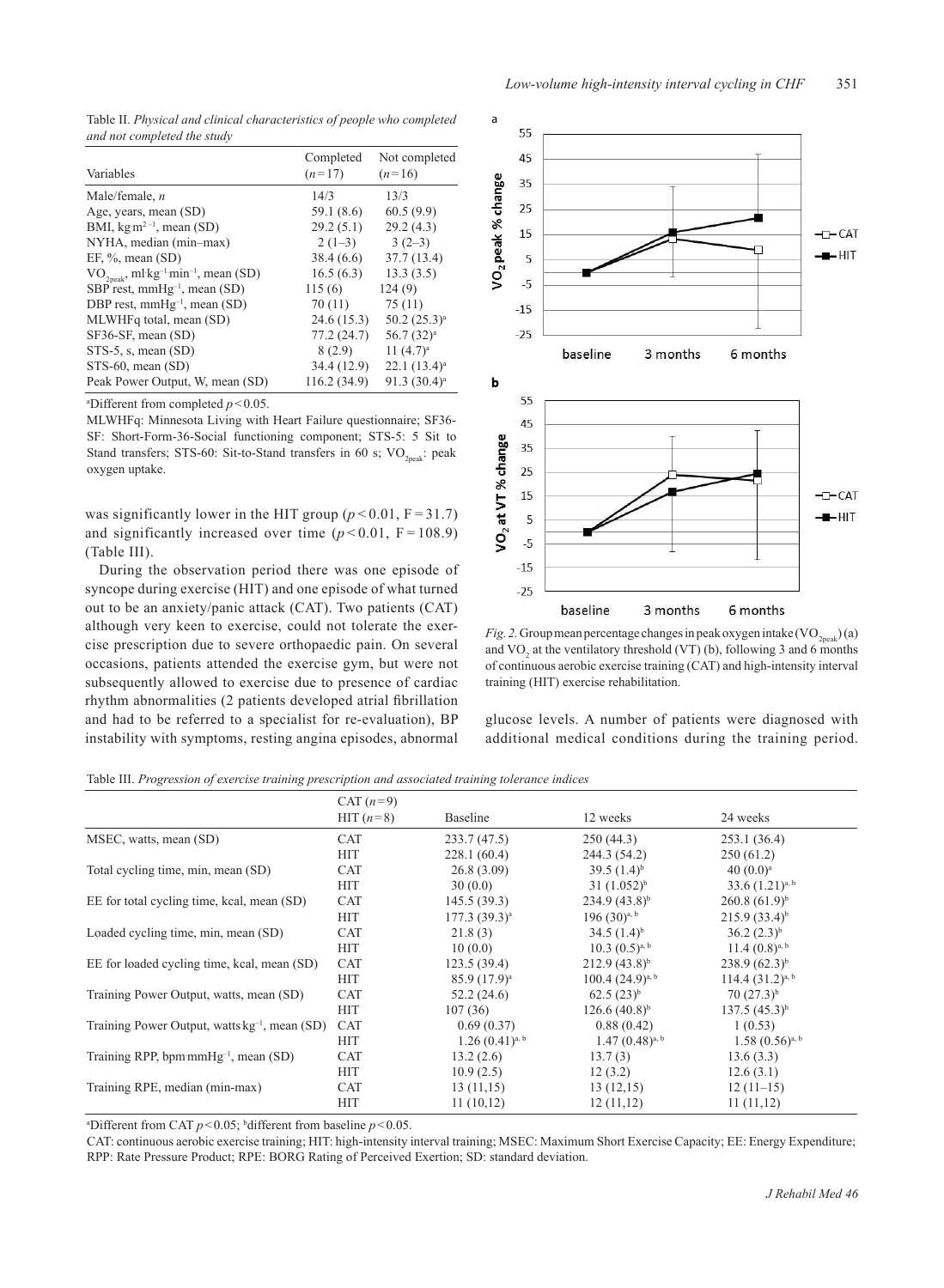Table II. *Physical and clinical characteristics of people who completed and not completed the study*

| Variables | Completed ($n=17$) | Not completed ($n=16$) |
|---|---|---|
| Male/female, *n* | 14/3 | 13/3 |
| Age, years, mean (SD) | 59.1 (8.6) | 60.5 (9.9) |
| BMI, kg·m$^{2-1}$, mean (SD) | 29.2 (5.1) | 29.2 (4.3) |
| NYHA, median (min–max) | 2 (1–3) | 3 (2–3) |
| EF, %, mean (SD) | 38.4 (6.6) | 37.7 (13.4) |
| $VO_{2peak}$, ml·kg$^{-1}$·min$^{-1}$, mean (SD) | 16.5 (6.3) | 13.3 (3.5) |
| SBP rest, mmHg$^{-1}$, mean (SD) | 115 (6) | 124 (9) |
| DBP rest, mmHg$^{-1}$, mean (SD) | 70 (11) | 75 (11) |
| MLWHFq total, mean (SD) | 24.6 (15.3) | 50.2 (25.3)[a] |
| SF36-SF, mean (SD) | 77.2 (24.7) | 56.7 (32)[a] |
| STS-5, s, mean (SD) | 8 (2.9) | 11 (4.7)[a] |
| STS-60, mean (SD) | 34.4 (12.9) | 22.1 (13.4)[a] |
| Peak Power Output, W, mean (SD) | 116.2 (34.9) | 91.3 (30.4)[a] |

[a]Different from completed $p<0.05$.

MLWHFq: Minnesota Living with Heart Failure questionnaire; SF36-SF: Short-Form-36-Social functioning component; STS-5: 5 Sit to Stand transfers; STS-60: Sit-to-Stand transfers in 60 s; $VO_{2peak}$: peak oxygen uptake.

was significantly lower in the HIT group ($p<0.01$, $F=31.7$) and significantly increased over time ($p<0.01$, $F=108.9$) (Table III).

During the observation period there was one episode of syncope during exercise (HIT) and one episode of what turned out to be an anxiety/panic attack (CAT). Two patients (CAT) although very keen to exercise, could not tolerate the exercise prescription due to severe orthopaedic pain. On several occasions, patients attended the exercise gym, but were not subsequently allowed to exercise due to presence of cardiac rhythm abnormalities (2 patients developed atrial fibrillation and had to be referred to a specialist for re-evaluation), BP instability with symptoms, resting angina episodes, abnormal glucose levels. A number of patients were diagnosed with additional medical conditions during the training period.

*Fig. 2.* Group mean percentage changes in peak oxygen intake ($VO_{2peak}$) (a) and $VO_2$ at the ventilatory threshold (VT) (b), following 3 and 6 months of continuous aerobic exercise training (CAT) and high-intensity interval training (HIT) exercise rehabilitation.

Table III. *Progression of exercise training prescription and associated training tolerance indices*

| | CAT ($n=9$) HIT ($n=8$) | Baseline | 12 weeks | 24 weeks |
|---|---|---|---|---|
| MSEC, watts, mean (SD) | CAT | 233.7 (47.5) | 250 (44.3) | 253.1 (36.4) |
| | HIT | 228.1 (60.4) | 244.3 (54.2) | 250 (61.2) |
| Total cycling time, min, mean (SD) | CAT | 26.8 (3.09) | 39.5 (1.4)[b] | 40 (0.0)[a] |
| | HIT | 30 (0.0) | 31 (1.052)[b] | 33.6 (1.21)[a, b] |
| EE for total cycling time, kcal, mean (SD) | CAT | 145.5 (39.3) | 234.9 (43.8)[b] | 260.8 (61.9)[b] |
| | HIT | 177.3 (39.3)[a] | 196 (30)[a, b] | 215.9 (33.4)[b] |
| Loaded cycling time, min, mean (SD) | CAT | 21.8 (3) | 34.5 (1.4)[b] | 36.2 (2.3)[b] |
| | HIT | 10 (0.0) | 10.3 (0.5)[a, b] | 11.4 (0.8)[a, b] |
| EE for loaded cycling time, kcal, mean (SD) | CAT | 123.5 (39.4) | 212.9 (43.8)[b] | 238.9 (62.3)[b] |
| | HIT | 85.9 (17.9)[a] | 100.4 (24.9)[a, b] | 114.4 (31.2)[a, b] |
| Training Power Output, watts, mean (SD) | CAT | 52.2 (24.6) | 62.5 (23)[b] | 70 (27.3)[b] |
| | HIT | 107 (36) | 126.6 (40.8)[b] | 137.5 (45.3)[b] |
| Training Power Output, watts kg$^{-1}$, mean (SD) | CAT | 0.69 (0.37) | 0.88 (0.42) | 1 (0.53) |
| | HIT | 1.26 (0.41)[a, b] | 1.47 (0.48)[a, b] | 1.58 (0.56)[a, b] |
| Training RPP, bpm mmHg$^{-1}$, mean (SD) | CAT | 13.2 (2.6) | 13.7 (3) | 13.6 (3.3) |
| | HIT | 10.9 (2.5) | 12 (3.2) | 12.6 (3.1) |
| Training RPE, median (min-max) | CAT | 13 (11,15) | 13 (12,15) | 12 (11–15) |
| | HIT | 11 (10,12) | 11 (11,12) | 11 (11,12) |

[a]Different from CAT $p<0.05$; [b]different from baseline $p<0.05$.

CAT: continuous aerobic exercise training; HIT: high-intensity interval training; MSEC: Maximum Short Exercise Capacity; EE: Energy Expenditure; RPP: Rate Pressure Product; RPE: BORG Rating of Perceived Exertion; SD: standard deviation.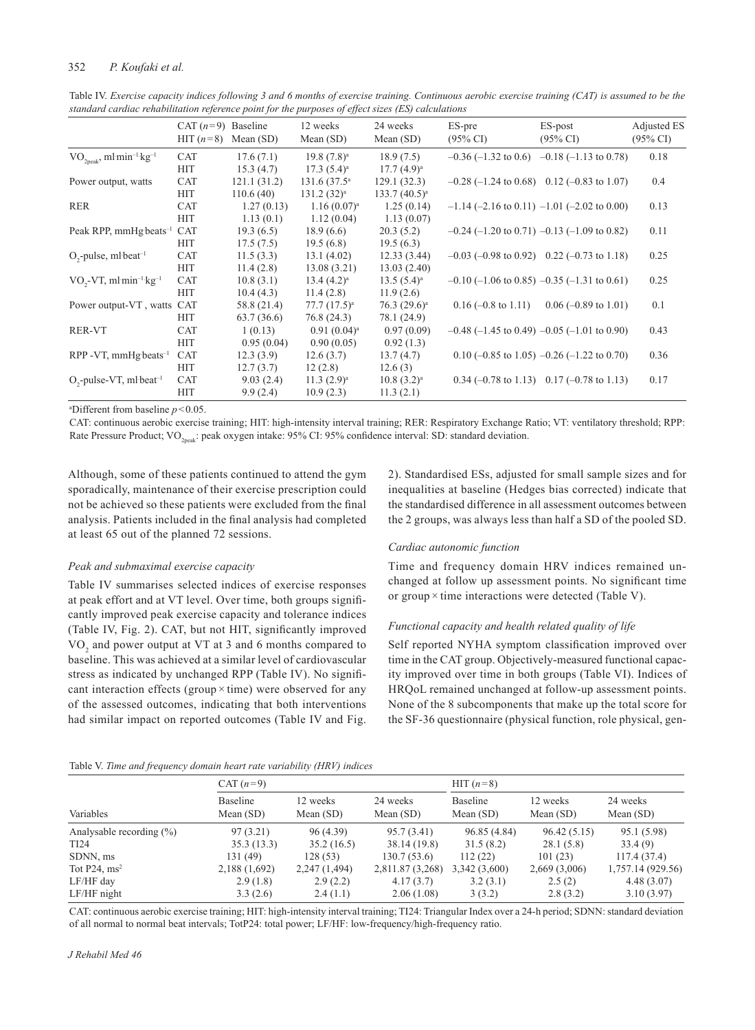Table IV. *Exercise capacity indices following 3 and 6 months of exercise training. Continuous aerobic exercise training (CAT) is assumed to be the standard cardiac rehabilitation reference point for the purposes of effect sizes (ES) calculations*

| | CAT ($n$=9) HIT ($n$=8) | Baseline Mean (SD) | 12 weeks Mean (SD) | 24 weeks Mean (SD) | ES-pre (95% CI) | ES-post (95% CI) | Adjusted ES (95% CI) |
|---|---|---|---|---|---|---|---|
| $VO_{2peak}$, ml·min$^{-1}$·kg$^{-1}$ | CAT | 17.6 (7.1) | 19.8 (7.8)[a] | 18.9 (7.5) | –0.36 (–1.32 to 0.6) | –0.18 (–1.13 to 0.78) | 0.18 |
| | HIT | 15.3 (4.7) | 17.3 (5.4)[a] | 17.7 (4.9)[a] | | | |
| Power output, watts | CAT | 121.1 (31.2) | 131.6 (37.5[a] | 129.1 (32.3) | –0.28 (–1.24 to 0.68) | 0.12 (–0.83 to 1.07) | 0.4 |
| | HIT | 110.6 (40) | 131.2 (32)[a] | 133.7 (40.5)[a] | | | |
| RER | CAT | 1.27 (0.13) | 1.16 (0.07)[a] | 1.25 (0.14) | –1.14 (–2.16 to 0.11) | –1.01 (–2.02 to 0.00) | 0.13 |
| | HIT | 1.13 (0.1) | 1.12 (0.04) | 1.13 (0.07) | | | |
| Peak RPP, mmHg·beats$^{-1}$ | CAT | 19.3 (6.5) | 18.9 (6.6) | 20.3 (5.2) | –0.24 (–1.20 to 0.71) | –0.13 (–1.09 to 0.82) | 0.11 |
| | HIT | 17.5 (7.5) | 19.5 (6.8) | 19.5 (6.3) | | | |
| $O_2$-pulse, ml·beat$^{-1}$ | CAT | 11.5 (3.3) | 13.1 (4.02) | 12.33 (3.44) | –0.03 (–0.98 to 0.92) | 0.22 (–0.73 to 1.18) | 0.25 |
| | HIT | 11.4 (2.8) | 13.08 (3.21) | 13.03 (2.40) | | | |
| $VO_2$-VT, ml·min$^{-1}$·kg$^{-1}$ | CAT | 10.8 (3.1) | 13.4 (4.2)[a] | 13.5 (5.4)[a] | –0.10 (–1.06 to 0.85) | –0.35 (–1.31 to 0.61) | 0.25 |
| | HIT | 10.4 (4.3) | 11.4 (2.8) | 11.9 (2.6) | | | |
| Power output-VT , watts | CAT | 58.8 (21.4) | 77.7 (17.5)[a] | 76.3 (29.6)[a] | 0.16 (–0.8 to 1.11) | 0.06 (–0.89 to 1.01) | 0.1 |
| | HIT | 63.7 (36.6) | 76.8 (24.3) | 78.1 (24.9) | | | |
| RER-VT | CAT | 1 (0.13) | 0.91 (0.04)[a] | 0.97 (0.09) | –0.48 (–1.45 to 0.49) | –0.05 (–1.01 to 0.90) | 0.43 |
| | HIT | 0.95 (0.04) | 0.90 (0.05) | 0.92 (1.3) | | | |
| RPP -VT, mmHg·beats$^{-1}$ | CAT | 12.3 (3.9) | 12.6 (3.7) | 13.7 (4.7) | 0.10 (–0.85 to 1.05) | –0.26 (–1.22 to 0.70) | 0.36 |
| | HIT | 12.7 (3.7) | 12 (2.8) | 12.6 (3) | | | |
| $O_2$-pulse-VT, ml·beat$^{-1}$ | CAT | 9.03 (2.4) | 11.3 (2.9)[a] | 10.8 (3.2)[a] | 0.34 (–0.78 to 1.13) | 0.17 (–0.78 to 1.13) | 0.17 |
| | HIT | 9.9 (2.4) | 10.9 (2.3) | 11.3 (2.1) | | | |

[a]Different from baseline $p<0.05$.

CAT: continuous aerobic exercise training; HIT: high-intensity interval training; RER: Respiratory Exchange Ratio; VT: ventilatory threshold; RPP: Rate Pressure Product; $VO_{2peak}$: peak oxygen intake: 95% CI: 95% confidence interval: SD: standard deviation.

Although, some of these patients continued to attend the gym sporadically, maintenance of their exercise prescription could not be achieved so these patients were excluded from the final analysis. Patients included in the final analysis had completed at least 65 out of the planned 72 sessions.

### *Peak and submaximal exercise capacity*

Table IV summarises selected indices of exercise responses at peak effort and at VT level. Over time, both groups significantly improved peak exercise capacity and tolerance indices (Table IV, Fig. 2). CAT, but not HIT, significantly improved $VO_2$ and power output at VT at 3 and 6 months compared to baseline. This was achieved at a similar level of cardiovascular stress as indicated by unchanged RPP (Table IV). No significant interaction effects (group × time) were observed for any of the assessed outcomes, indicating that both interventions had similar impact on reported outcomes (Table IV and Fig. 2). Standardised ESs, adjusted for small sample sizes and for inequalities at baseline (Hedges bias corrected) indicate that the standardised difference in all assessment outcomes between the 2 groups, was always less than half a SD of the pooled SD.

### *Cardiac autonomic function*

Time and frequency domain HRV indices remained unchanged at follow up assessment points. No significant time or group × time interactions were detected (Table V).

### *Functional capacity and health related quality of life*

Self reported NYHA symptom classification improved over time in the CAT group. Objectively-measured functional capacity improved over time in both groups (Table VI). Indices of HRQoL remained unchanged at follow-up assessment points. None of the 8 subcomponents that make up the total score for the SF-36 questionnaire (physical function, role physical, gen-

Table V. *Time and frequency domain heart rate variability (HRV) indices*

| | CAT ($n$=9) | | | HIT ($n$=8) | | |
|---|---|---|---|---|---|---|
| Variables | Baseline Mean (SD) | 12 weeks Mean (SD) | 24 weeks Mean (SD) | Baseline Mean (SD) | 12 weeks Mean (SD) | 24 weeks Mean (SD) |
| Analysable recording (%) | 97 (3.21) | 96 (4.39) | 95.7 (3.41) | 96.85 (4.84) | 96.42 (5.15) | 95.1 (5.98) |
| TI24 | 35.3 (13.3) | 35.2 (16.5) | 38.14 (19.8) | 31.5 (8.2) | 28.1 (5.8) | 33.4 (9) |
| SDNN, ms | 131 (49) | 128 (53) | 130.7 (53.6) | 112 (22) | 101 (23) | 117.4 (37.4) |
| Tot P24, ms$^2$ | 2,188 (1,692) | 2,247 (1,494) | 2,811.87 (3,268) | 3,342 (3,600) | 2,669 (3,006) | 1,757.14 (929.56) |
| LF/HF day | 2.9 (1.8) | 2.9 (2.2) | 4.17 (3.7) | 3.2 (3.1) | 2.5 (2) | 4.48 (3.07) |
| LF/HF night | 3.3 (2.6) | 2.4 (1.1) | 2.06 (1.08) | 3 (3.2) | 2.8 (3.2) | 3.10 (3.97) |

CAT: continuous aerobic exercise training; HIT: high-intensity interval training; TI24: Triangular Index over a 24-h period; SDNN: standard deviation of all normal to normal beat intervals; TotP24: total power; LF/HF: low-frequency/high-frequency ratio.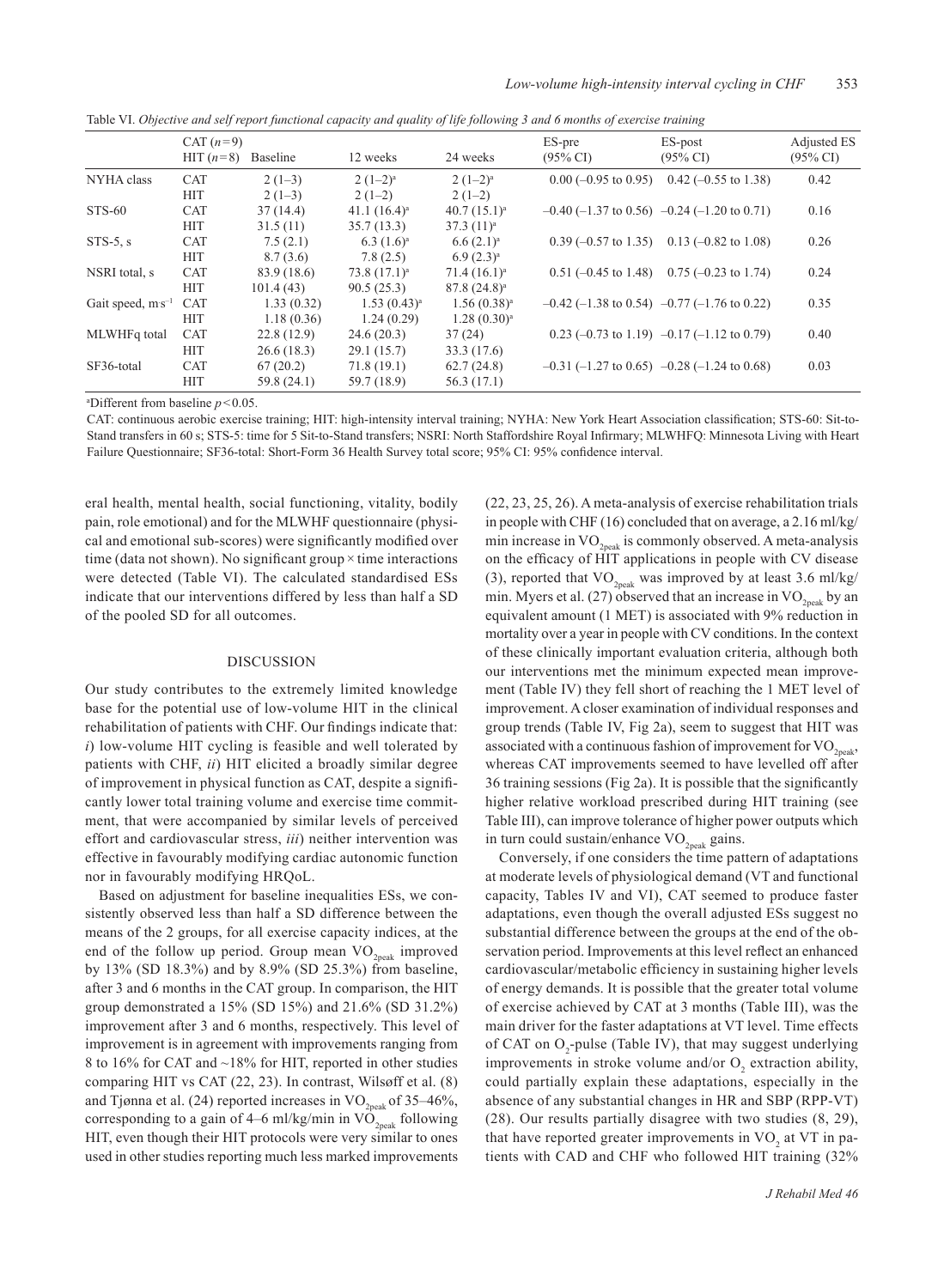Table VI. *Objective and self report functional capacity and quality of life following 3 and 6 months of exercise training*

| | CAT ($n=9$) HIT ($n=8$) | Baseline | 12 weeks | 24 weeks | ES-pre (95% CI) | ES-post (95% CI) | Adjusted ES (95% CI) |
|---|---|---|---|---|---|---|---|
| NYHA class | CAT | 2 (1–3) | 2 (1–2)[a] | 2 (1–2)[a] | 0.00 (–0.95 to 0.95) | 0.42 (–0.55 to 1.38) | 0.42 |
| | HIT | 2 (1–3) | 2 (1–2) | 2 (1–2) | | | |
| STS-60 | CAT | 37 (14.4) | 41.1 (16.4)[a] | 40.7 (15.1)[a] | –0.40 (–1.37 to 0.56) | –0.24 (–1.20 to 0.71) | 0.16 |
| | HIT | 31.5 (11) | 35.7 (13.3) | 37.3 (11)[a] | | | |
| STS-5, s | CAT | 7.5 (2.1) | 6.3 (1.6)[a] | 6.6 (2.1)[a] | 0.39 (–0.57 to 1.35) | 0.13 (–0.82 to 1.08) | 0.26 |
| | HIT | 8.7 (3.6) | 7.8 (2.5) | 6.9 (2.3)[a] | | | |
| NSRI total, s | CAT | 83.9 (18.6) | 73.8 (17.1)[a] | 71.4 (16.1)[a] | 0.51 (–0.45 to 1.48) | 0.75 (–0.23 to 1.74) | 0.24 |
| | HIT | 101.4 (43) | 90.5 (25.3) | 87.8 (24.8)[a] | | | |
| Gait speed, $m \cdot s^{-1}$ | CAT | 1.33 (0.32) | 1.53 (0.43)[a] | 1.56 (0.38)[a] | –0.42 (–1.38 to 0.54) | –0.77 (–1.76 to 0.22) | 0.35 |
| | HIT | 1.18 (0.36) | 1.24 (0.29) | 1.28 (0.30)[a] | | | |
| MLWHFq total | CAT | 22.8 (12.9) | 24.6 (20.3) | 37 (24) | 0.23 (–0.73 to 1.19) | –0.17 (–1.12 to 0.79) | 0.40 |
| | HIT | 26.6 (18.3) | 29.1 (15.7) | 33.3 (17.6) | | | |
| SF36-total | CAT | 67 (20.2) | 71.8 (19.1) | 62.7 (24.8) | –0.31 (–1.27 to 0.65) | –0.28 (–1.24 to 0.68) | 0.03 |
| | HIT | 59.8 (24.1) | 59.7 (18.9) | 56.3 (17.1) | | | |

[a]Different from baseline $p<0.05$.

CAT: continuous aerobic exercise training; HIT: high-intensity interval training; NYHA: New York Heart Association classification; STS-60: Sit-to-Stand transfers in 60 s; STS-5: time for 5 Sit-to-Stand transfers; NSRI: North Staffordshire Royal Infirmary; MLWHFQ: Minnesota Living with Heart Failure Questionnaire; SF36-total: Short-Form 36 Health Survey total score; 95% CI: 95% confidence interval.

eral health, mental health, social functioning, vitality, bodily pain, role emotional) and for the MLWHF questionnaire (physical and emotional sub-scores) were significantly modified over time (data not shown). No significant group × time interactions were detected (Table VI). The calculated standardised ESs indicate that our interventions differed by less than half a SD of the pooled SD for all outcomes.

## DISCUSSION

Our study contributes to the extremely limited knowledge base for the potential use of low-volume HIT in the clinical rehabilitation of patients with CHF. Our findings indicate that: *i*) low-volume HIT cycling is feasible and well tolerated by patients with CHF, *ii*) HIT elicited a broadly similar degree of improvement in physical function as CAT, despite a significantly lower total training volume and exercise time commitment, that were accompanied by similar levels of perceived effort and cardiovascular stress, *iii*) neither intervention was effective in favourably modifying cardiac autonomic function nor in favourably modifying HRQoL.

Based on adjustment for baseline inequalities ESs, we consistently observed less than half a SD difference between the means of the 2 groups, for all exercise capacity indices, at the end of the follow up period. Group mean $VO_{2peak}$ improved by 13% (SD 18.3%) and by 8.9% (SD 25.3%) from baseline, after 3 and 6 months in the CAT group. In comparison, the HIT group demonstrated a 15% (SD 15%) and 21.6% (SD 31.2%) improvement after 3 and 6 months, respectively. This level of improvement is in agreement with improvements ranging from 8 to 16% for CAT and ~18% for HIT, reported in other studies comparing HIT vs CAT (22, 23). In contrast, Wilsøff et al. (8) and Tjønna et al. (24) reported increases in $VO_{2peak}$ of 35–46%, corresponding to a gain of 4–6 ml/kg/min in $VO_{2peak}$ following HIT, even though their HIT protocols were very similar to ones used in other studies reporting much less marked improvements (22, 23, 25, 26). A meta-analysis of exercise rehabilitation trials in people with CHF (16) concluded that on average, a 2.16 ml/kg/min increase in $VO_{2peak}$ is commonly observed. A meta-analysis on the efficacy of HIT applications in people with CV disease (3), reported that $VO_{2peak}$ was improved by at least 3.6 ml/kg/min. Myers et al. (27) observed that an increase in $VO_{2peak}$ by an equivalent amount (1 MET) is associated with 9% reduction in mortality over a year in people with CV conditions. In the context of these clinically important evaluation criteria, although both our interventions met the minimum expected mean improvement (Table IV) they fell short of reaching the 1 MET level of improvement. A closer examination of individual responses and group trends (Table IV, Fig 2a), seem to suggest that HIT was associated with a continuous fashion of improvement for $VO_{2peak}$, whereas CAT improvements seemed to have levelled off after 36 training sessions (Fig 2a). It is possible that the significantly higher relative workload prescribed during HIT training (see Table III), can improve tolerance of higher power outputs which in turn could sustain/enhance $VO_{2peak}$ gains.

Conversely, if one considers the time pattern of adaptations at moderate levels of physiological demand (VT and functional capacity, Tables IV and VI), CAT seemed to produce faster adaptations, even though the overall adjusted ESs suggest no substantial difference between the groups at the end of the observation period. Improvements at this level reflect an enhanced cardiovascular/metabolic efficiency in sustaining higher levels of energy demands. It is possible that the greater total volume of exercise achieved by CAT at 3 months (Table III), was the main driver for the faster adaptations at VT level. Time effects of CAT on $O_2$-pulse (Table IV), that may suggest underlying improvements in stroke volume and/or $O_2$ extraction ability, could partially explain these adaptations, especially in the absence of any substantial changes in HR and SBP (RPP-VT) (28). Our results partially disagree with two studies (8, 29), that have reported greater improvements in $VO_2$ at VT in patients with CAD and CHF who followed HIT training (32%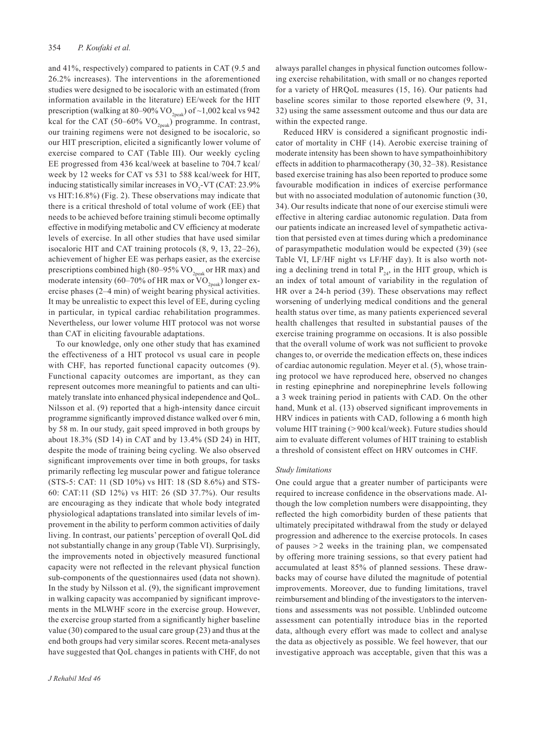and 41%, respectively) compared to patients in CAT (9.5 and 26.2% increases). The interventions in the aforementioned studies were designed to be isocaloric with an estimated (from information available in the literature) EE/week for the HIT prescription (walking at 80–90% $VO_{2peak}$) of ~1,002 kcal vs 942 kcal for the CAT (50–60% $VO_{2peak}$) programme. In contrast, our training regimens were not designed to be isocaloric, so our HIT prescription, elicited a significantly lower volume of exercise compared to CAT (Table III). Our weekly cycling EE progressed from 436 kcal/week at baseline to 704.7 kcal/week by 12 weeks for CAT vs 531 to 588 kcal/week for HIT, inducing statistically similar increases in $VO_2$-VT (CAT: 23.9% vs HIT:16.8%) (Fig. 2). These observations may indicate that there is a critical threshold of total volume of work (EE) that needs to be achieved before training stimuli become optimally effective in modifying metabolic and CV efficiency at moderate levels of exercise. In all other studies that have used similar isocaloric HIT and CAT training protocols (8, 9, 13, 22–26), achievement of higher EE was perhaps easier, as the exercise prescriptions combined high (80–95% $VO_{2peak}$ or HR max) and moderate intensity (60–70% of HR max or $VO_{2peak}$) longer exercise phases (2–4 min) of weight bearing physical activities. It may be unrealistic to expect this level of EE, during cycling in particular, in typical cardiac rehabilitation programmes. Nevertheless, our lower volume HIT protocol was not worse than CAT in eliciting favourable adaptations.

To our knowledge, only one other study that has examined the effectiveness of a HIT protocol vs usual care in people with CHF, has reported functional capacity outcomes (9). Functional capacity outcomes are important, as they can represent outcomes more meaningful to patients and can ultimately translate into enhanced physical independence and QoL. Nilsson et al. (9) reported that a high-intensity dance circuit programme significantly improved distance walked over 6 min, by 58 m. In our study, gait speed improved in both groups by about 18.3% (SD 14) in CAT and by 13.4% (SD 24) in HIT, despite the mode of training being cycling. We also observed significant improvements over time in both groups, for tasks primarily reflecting leg muscular power and fatigue tolerance (STS-5: CAT: 11 (SD 10%) vs HIT: 18 (SD 8.6%) and STS-60: CAT:11 (SD 12%) vs HIT: 26 (SD 37.7%). Our results are encouraging as they indicate that whole body integrated physiological adaptations translated into similar levels of improvement in the ability to perform common activities of daily living. In contrast, our patients' perception of overall QoL did not substantially change in any group (Table VI). Surprisingly, the improvements noted in objectively measured functional capacity were not reflected in the relevant physical function sub-components of the questionnaires used (data not shown). In the study by Nilsson et al. (9), the significant improvement in walking capacity was accompanied by significant improvements in the MLWHF score in the exercise group. However, the exercise group started from a significantly higher baseline value (30) compared to the usual care group (23) and thus at the end both groups had very similar scores. Recent meta-analyses have suggested that QoL changes in patients with CHF, do not always parallel changes in physical function outcomes following exercise rehabilitation, with small or no changes reported for a variety of HRQoL measures (15, 16). Our patients had baseline scores similar to those reported elsewhere (9, 31, 32) using the same assessment outcome and thus our data are within the expected range.

Reduced HRV is considered a significant prognostic indicator of mortality in CHF (14). Aerobic exercise training of moderate intensity has been shown to have sympathoinhibitory effects in addition to pharmacotherapy (30, 32–38). Resistance based exercise training has also been reported to produce some favourable modification in indices of exercise performance but with no associated modulation of autonomic function (30, 34). Our results indicate that none of our exercise stimuli were effective in altering cardiac autonomic regulation. Data from our patients indicate an increased level of sympathetic activation that persisted even at times during which a predominance of parasympathetic modulation would be expected (39) (see Table VI, LF/HF night vs LF/HF day). It is also worth noting a declining trend in total $P_{24}$, in the HIT group, which is an index of total amount of variability in the regulation of HR over a 24-h period (39). These observations may reflect worsening of underlying medical conditions and the general health status over time, as many patients experienced several health challenges that resulted in substantial pauses of the exercise training programme on occasions. It is also possible that the overall volume of work was not sufficient to provoke changes to, or override the medication effects on, these indices of cardiac autonomic regulation. Meyer et al. (5), whose training protocol we have reproduced here, observed no changes in resting epinephrine and norepinephrine levels following a 3 week training period in patients with CAD. On the other hand, Munk et al. (13) observed significant improvements in HRV indices in patients with CAD, following a 6 month high volume HIT training (>900 kcal/week). Future studies should aim to evaluate different volumes of HIT training to establish a threshold of consistent effect on HRV outcomes in CHF.

### *Study limitations*

One could argue that a greater number of participants were required to increase confidence in the observations made. Although the low completion numbers were disappointing, they reflected the high comorbidity burden of these patients that ultimately precipitated withdrawal from the study or delayed progression and adherence to the exercise protocols. In cases of pauses >2 weeks in the training plan, we compensated by offering more training sessions, so that every patient had accumulated at least 85% of planned sessions. These drawbacks may of course have diluted the magnitude of potential improvements. Moreover, due to funding limitations, travel reimbursement and blinding of the investigators to the interventions and assessments was not possible. Unblinded outcome assessment can potentially introduce bias in the reported data, although every effort was made to collect and analyse the data as objectively as possible. We feel however, that our investigative approach was acceptable, given that this was a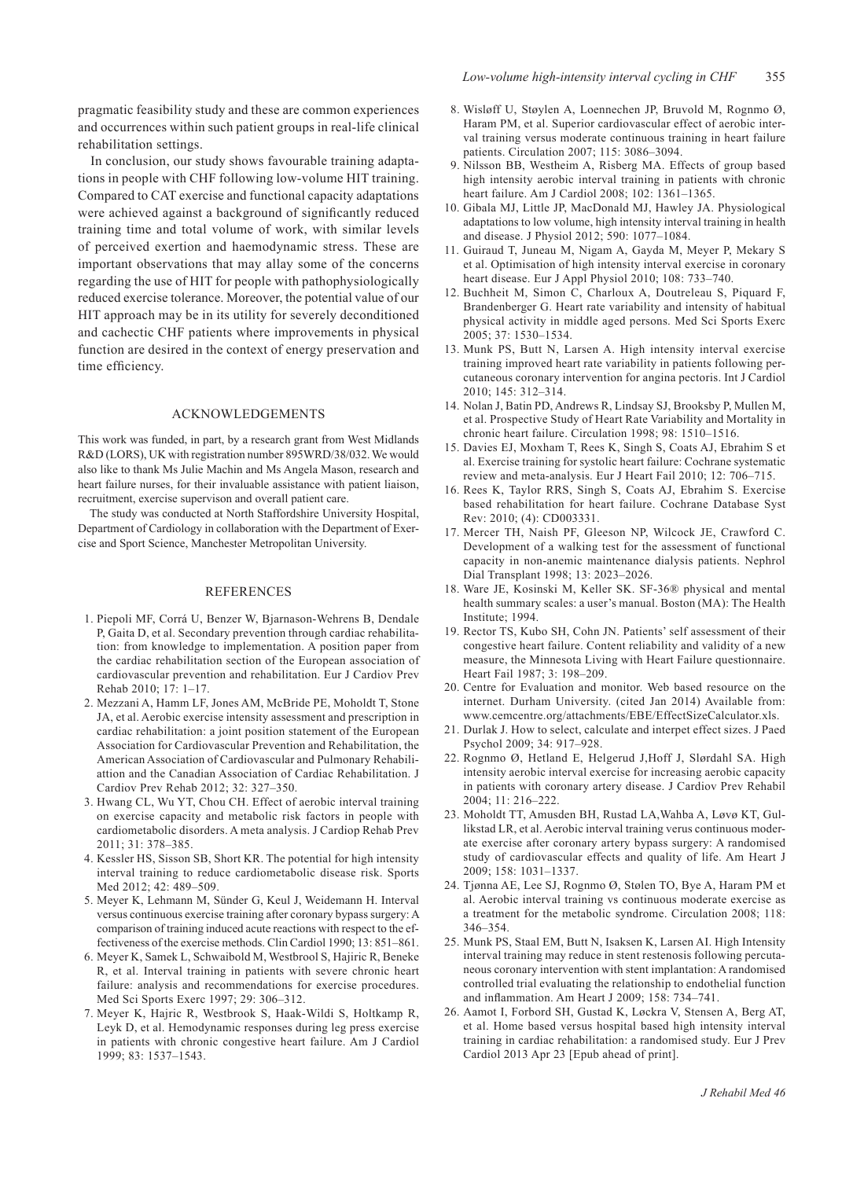pragmatic feasibility study and these are common experiences and occurrences within such patient groups in real-life clinical rehabilitation settings.

In conclusion, our study shows favourable training adaptations in people with CHF following low-volume HIT training. Compared to CAT exercise and functional capacity adaptations were achieved against a background of significantly reduced training time and total volume of work, with similar levels of perceived exertion and haemodynamic stress. These are important observations that may allay some of the concerns regarding the use of HIT for people with pathophysiologically reduced exercise tolerance. Moreover, the potential value of our HIT approach may be in its utility for severely deconditioned and cachectic CHF patients where improvements in physical function are desired in the context of energy preservation and time efficiency.

## ACKNOWLEDGEMENTS

This work was funded, in part, by a research grant from West Midlands R&D (LORS), UK with registration number 895WRD/38/032. We would also like to thank Ms Julie Machin and Ms Angela Mason, research and heart failure nurses, for their invaluable assistance with patient liaison, recruitment, exercise supervison and overall patient care.

The study was conducted at North Staffordshire University Hospital, Department of Cardiology in collaboration with the Department of Exercise and Sport Science, Manchester Metropolitan University.

## REFERENCES

1. Piepoli MF, Corrá U, Benzer W, Bjarnason-Wehrens B, Dendale P, Gaita D, et al. Secondary prevention through cardiac rehabilitation: from knowledge to implementation. A position paper from the cardiac rehabilitation section of the European association of cardiovascular prevention and rehabilitation. Eur J Cardiov Prev Rehab 2010; 17: 1–17.
2. Mezzani A, Hamm LF, Jones AM, McBride PE, Moholdt T, Stone JA, et al. Aerobic exercise intensity assessment and prescription in cardiac rehabilitation: a joint position statement of the European Association for Cardiovascular Prevention and Rehabilitation, the American Association of Cardiovascular and Pulmonary Rehabiliattion and the Canadian Association of Cardiac Rehabilitation. J Cardiov Prev Rehab 2012; 32: 327–350.
3. Hwang CL, Wu YT, Chou CH. Effect of aerobic interval training on exercise capacity and metabolic risk factors in people with cardiometabolic disorders. A meta analysis. J Cardiop Rehab Prev 2011; 31: 378–385.
4. Kessler HS, Sisson SB, Short KR. The potential for high intensity interval training to reduce cardiometabolic disease risk. Sports Med 2012; 42: 489–509.
5. Meyer K, Lehmann M, Sünder G, Keul J, Weidemann H. Interval versus continuous exercise training after coronary bypass surgery: A comparison of training induced acute reactions with respect to the effectiveness of the exercise methods. Clin Cardiol 1990; 13: 851–861.
6. Meyer K, Samek L, Schwaibold M, Westbrool S, Hajiric R, Beneke R, et al. Interval training in patients with severe chronic heart failure: analysis and recommendations for exercise procedures. Med Sci Sports Exerc 1997; 29: 306–312.
7. Meyer K, Hajric R, Westbrook S, Haak-Wildi S, Holtkamp R, Leyk D, et al. Hemodynamic responses during leg press exercise in patients with chronic congestive heart failure. Am J Cardiol 1999; 83: 1537–1543.
8. Wisløff U, Støylen A, Loennechen JP, Bruvold M, Rognmo Ø, Haram PM, et al. Superior cardiovascular effect of aerobic interval training versus moderate continuous training in heart failure patients. Circulation 2007; 115: 3086–3094.
9. Nilsson BB, Westheim A, Risberg MA. Effects of group based high intensity aerobic interval training in patients with chronic heart failure. Am J Cardiol 2008; 102: 1361–1365.
10. Gibala MJ, Little JP, MacDonald MJ, Hawley JA. Physiological adaptations to low volume, high intensity interval training in health and disease. J Physiol 2012; 590: 1077–1084.
11. Guiraud T, Juneau M, Nigam A, Gayda M, Meyer P, Mekary S et al. Optimisation of high intensity interval exercise in coronary heart disease. Eur J Appl Physiol 2010; 108: 733–740.
12. Buchheit M, Simon C, Charloux A, Doutreleau S, Piquard F, Brandenberger G. Heart rate variability and intensity of habitual physical activity in middle aged persons. Med Sci Sports Exerc 2005; 37: 1530–1534.
13. Munk PS, Butt N, Larsen A. High intensity interval exercise training improved heart rate variability in patients following percutaneous coronary intervention for angina pectoris. Int J Cardiol 2010; 145: 312–314.
14. Nolan J, Batin PD, Andrews R, Lindsay SJ, Brooksby P, Mullen M, et al. Prospective Study of Heart Rate Variability and Mortality in chronic heart failure. Circulation 1998; 98: 1510–1516.
15. Davies EJ, Moxham T, Rees K, Singh S, Coats AJ, Ebrahim S et al. Exercise training for systolic heart failure: Cochrane systematic review and meta-analysis. Eur J Heart Fail 2010; 12: 706–715.
16. Rees K, Taylor RRS, Singh S, Coats AJ, Ebrahim S. Exercise based rehabilitation for heart failure. Cochrane Database Syst Rev: 2010; (4): CD003331.
17. Mercer TH, Naish PF, Gleeson NP, Wilcock JE, Crawford C. Development of a walking test for the assessment of functional capacity in non-anemic maintenance dialysis patients. Nephrol Dial Transplant 1998; 13: 2023–2026.
18. Ware JE, Kosinski M, Keller SK. SF-36® physical and mental health summary scales: a user's manual. Boston (MA): The Health Institute; 1994.
19. Rector TS, Kubo SH, Cohn JN. Patients' self assessment of their congestive heart failure. Content reliability and validity of a new measure, the Minnesota Living with Heart Failure questionnaire. Heart Fail 1987; 3: 198–209.
20. Centre for Evaluation and monitor. Web based resource on the internet. Durham University. (cited Jan 2014) Available from: www.cemcentre.org/attachments/EBE/EffectSizeCalculator.xls.
21. Durlak J. How to select, calculate and interpet effect sizes. J Paed Psychol 2009; 34: 917–928.
22. Rognmo Ø, Hetland E, Helgerud J,Hoff J, Slørdahl SA. High intensity aerobic interval exercise for increasing aerobic capacity in patients with coronary artery disease. J Cardiov Prev Rehabil 2004; 11: 216–222.
23. Moholdt TT, Amusden BH, Rustad LA,Wahba A, Løvø KT, Gullikstad LR, et al. Aerobic interval training verus continuous moderate exercise after coronary artery bypass surgery: A randomised study of cardiovascular effects and quality of life. Am Heart J 2009; 158: 1031–1337.
24. Tjønna AE, Lee SJ, Rognmo Ø, Stølen TO, Bye A, Haram PM et al. Aerobic interval training vs continuous moderate exercise as a treatment for the metabolic syndrome. Circulation 2008; 118: 346–354.
25. Munk PS, Staal EM, Butt N, Isaksen K, Larsen AI. High Intensity interval training may reduce in stent restenosis following percutaneous coronary intervention with stent implantation: A randomised controlled trial evaluating the relationship to endothelial function and inflammation. Am Heart J 2009; 158: 734–741.
26. Aamot I, Forbord SH, Gustad K, Løckra V, Stensen A, Berg AT, et al. Home based versus hospital based high intensity interval training in cardiac rehabilitation: a randomised study. Eur J Prev Cardiol 2013 Apr 23 [Epub ahead of print].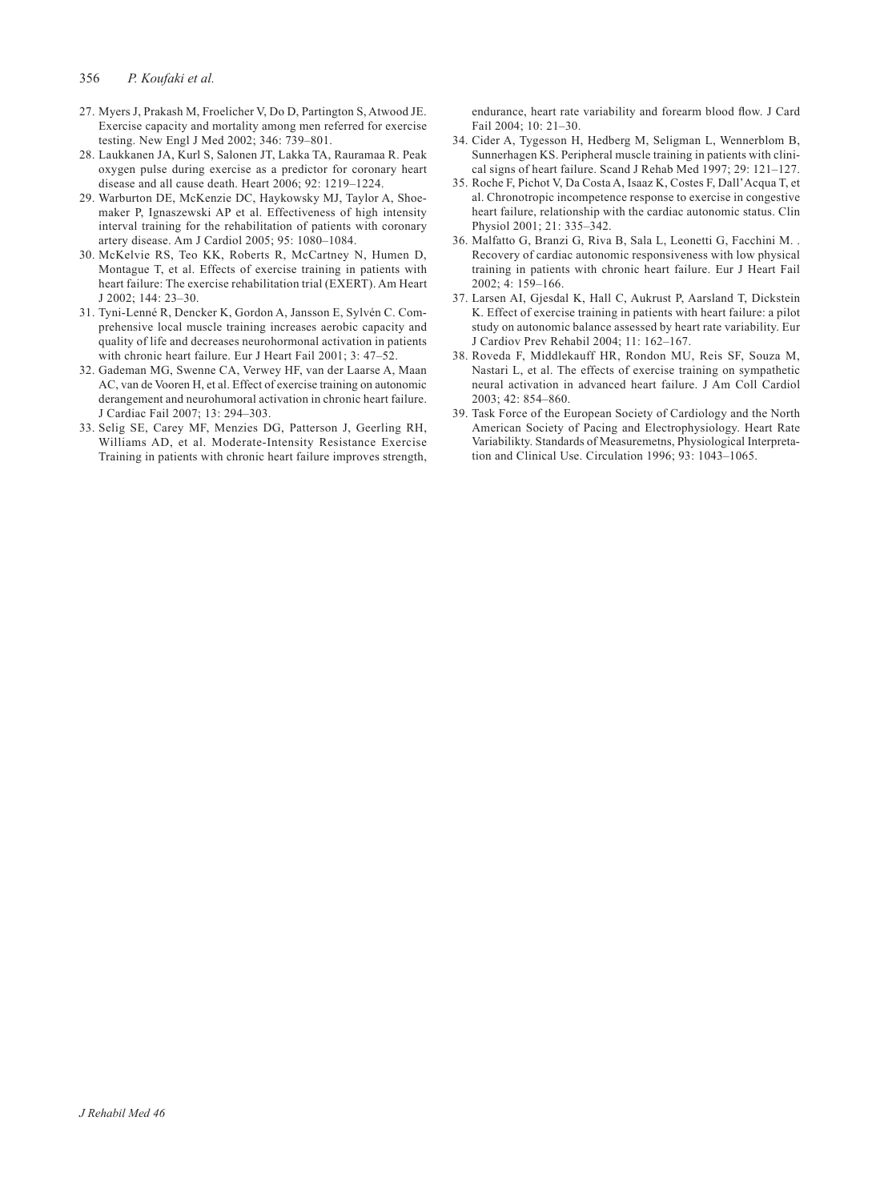27. Myers J, Prakash M, Froelicher V, Do D, Partington S, Atwood JE. Exercise capacity and mortality among men referred for exercise testing. New Engl J Med 2002; 346: 739–801.
28. Laukkanen JA, Kurl S, Salonen JT, Lakka TA, Rauramaa R. Peak oxygen pulse during exercise as a predictor for coronary heart disease and all cause death. Heart 2006; 92: 1219–1224.
29. Warburton DE, McKenzie DC, Haykowsky MJ, Taylor A, Shoemaker P, Ignaszewski AP et al. Effectiveness of high intensity interval training for the rehabilitation of patients with coronary artery disease. Am J Cardiol 2005; 95: 1080–1084.
30. McKelvie RS, Teo KK, Roberts R, McCartney N, Humen D, Montague T, et al. Effects of exercise training in patients with heart failure: The exercise rehabilitation trial (EXERT). Am Heart J 2002; 144: 23–30.
31. Tyni-Lenné R, Dencker K, Gordon A, Jansson E, Sylvén C. Comprehensive local muscle training increases aerobic capacity and quality of life and decreases neurohormonal activation in patients with chronic heart failure. Eur J Heart Fail 2001; 3: 47–52.
32. Gademan MG, Swenne CA, Verwey HF, van der Laarse A, Maan AC, van de Vooren H, et al. Effect of exercise training on autonomic derangement and neurohumoral activation in chronic heart failure. J Cardiac Fail 2007; 13: 294–303.
33. Selig SE, Carey MF, Menzies DG, Patterson J, Geerling RH, Williams AD, et al. Moderate-Intensity Resistance Exercise Training in patients with chronic heart failure improves strength, endurance, heart rate variability and forearm blood flow. J Card Fail 2004; 10: 21–30.
34. Cider A, Tygesson H, Hedberg M, Seligman L, Wennerblom B, Sunnerhagen KS. Peripheral muscle training in patients with clinical signs of heart failure. Scand J Rehab Med 1997; 29: 121–127.
35. Roche F, Pichot V, Da Costa A, Isaaz K, Costes F, Dall'Acqua T, et al. Chronotropic incompetence response to exercise in congestive heart failure, relationship with the cardiac autonomic status. Clin Physiol 2001; 21: 335–342.
36. Malfatto G, Branzi G, Riva B, Sala L, Leonetti G, Facchini M. . Recovery of cardiac autonomic responsiveness with low physical training in patients with chronic heart failure. Eur J Heart Fail 2002; 4: 159–166.
37. Larsen AI, Gjesdal K, Hall C, Aukrust P, Aarsland T, Dickstein K. Effect of exercise training in patients with heart failure: a pilot study on autonomic balance assessed by heart rate variability. Eur J Cardiov Prev Rehabil 2004; 11: 162–167.
38. Roveda F, Middlekauff HR, Rondon MU, Reis SF, Souza M, Nastari L, et al. The effects of exercise training on sympathetic neural activation in advanced heart failure. J Am Coll Cardiol 2003; 42: 854–860.
39. Task Force of the European Society of Cardiology and the North American Society of Pacing and Electrophysiology. Heart Rate Variabilikty. Standards of Measuremetns, Physiological Interpretation and Clinical Use. Circulation 1996; 93: 1043–1065.